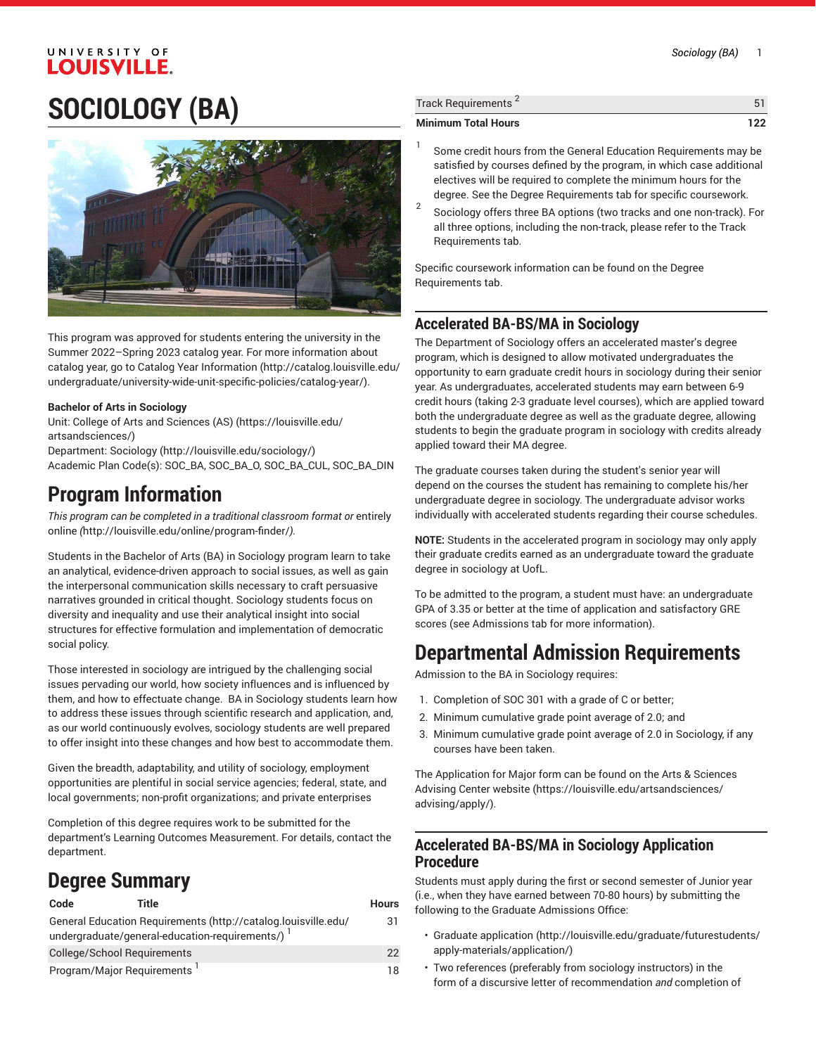# SOCIOLOGY (BA)

This program was approved for students entering the university in the Summer 2022–Spring 2023 catalog year. For more information about catalog year, go to Catalog Year Information (http://catalog.louisville.edu/undergraduate/university-wide-unit-specific-policies/catalog-year/).

**Bachelor of Arts in Sociology**
Unit: College of Arts and Sciences (AS) (https://louisville.edu/artsandsciences/)
Department: Sociology (http://louisville.edu/sociology/)
Academic Plan Code(s): SOC_BA, SOC_BA_O, SOC_BA_CUL, SOC_BA_DIN

## Program Information

*This program can be completed in a traditional classroom format or* entirely online *(*http://louisville.edu/online/program-finder/*).*

Students in the Bachelor of Arts (BA) in Sociology program learn to take an analytical, evidence-driven approach to social issues, as well as gain the interpersonal communication skills necessary to craft persuasive narratives grounded in critical thought. Sociology students focus on diversity and inequality and use their analytical insight into social structures for effective formulation and implementation of democratic social policy.

Those interested in sociology are intrigued by the challenging social issues pervading our world, how society influences and is influenced by them, and how to effectuate change. BA in Sociology students learn how to address these issues through scientific research and application, and, as our world continuously evolves, sociology students are well prepared to offer insight into these changes and how best to accommodate them.

Given the breadth, adaptability, and utility of sociology, employment opportunities are plentiful in social service agencies; federal, state, and local governments; non-profit organizations; and private enterprises

Completion of this degree requires work to be submitted for the department's Learning Outcomes Measurement. For details, contact the department.

## Degree Summary

| Code | Title | Hours |
|---|---|---|
| General Education Requirements (http://catalog.louisville.edu/undergraduate/general-education-requirements/) [1] | | 31 |
| College/School Requirements | | 22 |
| Program/Major Requirements [1] | | 18 |
| Track Requirements [2] | | 51 |
| **Minimum Total Hours** | | **122** |

1. Some credit hours from the General Education Requirements may be satisfied by courses defined by the program, in which case additional electives will be required to complete the minimum hours for the degree. See the Degree Requirements tab for specific coursework.
2. Sociology offers three BA options (two tracks and one non-track). For all three options, including the non-track, please refer to the Track Requirements tab.

Specific coursework information can be found on the Degree Requirements tab.

## Accelerated BA-BS/MA in Sociology

The Department of Sociology offers an accelerated master's degree program, which is designed to allow motivated undergraduates the opportunity to earn graduate credit hours in sociology during their senior year. As undergraduates, accelerated students may earn between 6-9 credit hours (taking 2-3 graduate level courses), which are applied toward both the undergraduate degree as well as the graduate degree, allowing students to begin the graduate program in sociology with credits already applied toward their MA degree.

The graduate courses taken during the student's senior year will depend on the courses the student has remaining to complete his/her undergraduate degree in sociology. The undergraduate advisor works individually with accelerated students regarding their course schedules.

**NOTE:** Students in the accelerated program in sociology may only apply their graduate credits earned as an undergraduate toward the graduate degree in sociology at UofL.

To be admitted to the program, a student must have: an undergraduate GPA of 3.35 or better at the time of application and satisfactory GRE scores (see Admissions tab for more information).

## Departmental Admission Requirements

Admission to the BA in Sociology requires:

1. Completion of SOC 301 with a grade of C or better;
2. Minimum cumulative grade point average of 2.0; and
3. Minimum cumulative grade point average of 2.0 in Sociology, if any courses have been taken.

The Application for Major form can be found on the Arts & Sciences Advising Center website (https://louisville.edu/artsandsciences/advising/apply/).

## Accelerated BA-BS/MA in Sociology Application Procedure

Students must apply during the first or second semester of Junior year (i.e., when they have earned between 70-80 hours) by submitting the following to the Graduate Admissions Office:

- Graduate application (http://louisville.edu/graduate/futurestudents/apply-materials/application/)
- Two references (preferably from sociology instructors) in the form of a discursive letter of recommendation *and* completion of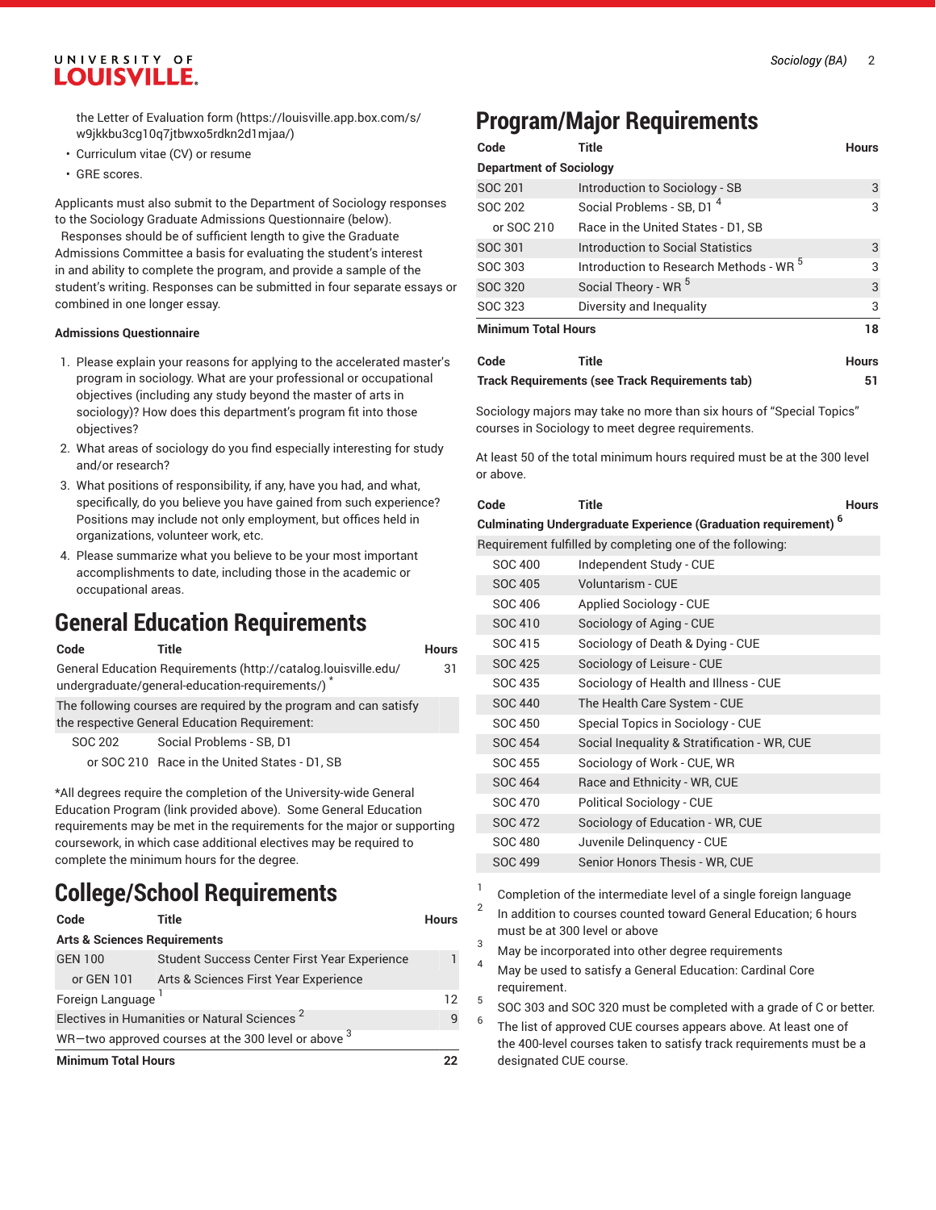the Letter of Evaluation form (https://louisville.app.box.com/s/w9jkkbu3cg10q7jtbwxo5rdkn2d1mjaa/)

- Curriculum vitae (CV) or resume
- GRE scores.

Applicants must also submit to the Department of Sociology responses to the Sociology Graduate Admissions Questionnaire (below). Responses should be of sufficient length to give the Graduate Admissions Committee a basis for evaluating the student's interest in and ability to complete the program, and provide a sample of the student's writing. Responses can be submitted in four separate essays or combined in one longer essay.

**Admissions Questionnaire**

1. Please explain your reasons for applying to the accelerated master's program in sociology. What are your professional or occupational objectives (including any study beyond the master of arts in sociology)? How does this department's program fit into those objectives?
2. What areas of sociology do you find especially interesting for study and/or research?
3. What positions of responsibility, if any, have you had, and what, specifically, do you believe you have gained from such experience? Positions may include not only employment, but offices held in organizations, volunteer work, etc.
4. Please summarize what you believe to be your most important accomplishments to date, including those in the academic or occupational areas.

# General Education Requirements

| Code | Title | Hours |
|---|---|---|
| General Education Requirements (http://catalog.louisville.edu/undergraduate/general-education-requirements/) * | | 31 |
| The following courses are required by the program and can satisfy the respective General Education Requirement: | | |
| SOC 202 | Social Problems - SB, D1 | |
| or SOC 210 | Race in the United States - D1, SB | |

*All degrees require the completion of the University-wide General Education Program (link provided above). Some General Education requirements may be met in the requirements for the major or supporting coursework, in which case additional electives may be required to complete the minimum hours for the degree.

# College/School Requirements

| Code | Title | Hours |
|---|---|---|
| **Arts & Sciences Requirements** | | |
| GEN 100 | Student Success Center First Year Experience | 1 |
| or GEN 101 | Arts & Sciences First Year Experience | |
| Foreign Language [1] | | 12 |
| Electives in Humanities or Natural Sciences [2] | | 9 |
| WR—two approved courses at the 300 level or above [3] | | |
| **Minimum Total Hours** | | **22** |

# Program/Major Requirements

| Code | Title | Hours |
|---|---|---|
| **Department of Sociology** | | |
| SOC 201 | Introduction to Sociology - SB | 3 |
| SOC 202 | Social Problems - SB, D1 [4] | 3 |
| or SOC 210 | Race in the United States - D1, SB | |
| SOC 301 | Introduction to Social Statistics | 3 |
| SOC 303 | Introduction to Research Methods - WR [5] | 3 |
| SOC 320 | Social Theory - WR [5] | 3 |
| SOC 323 | Diversity and Inequality | 3 |
| **Minimum Total Hours** | | **18** |

| Code | Title | Hours |
|---|---|---|
| **Track Requirements (see Track Requirements tab)** | | **51** |

Sociology majors may take no more than six hours of "Special Topics" courses in Sociology to meet degree requirements.

At least 50 of the total minimum hours required must be at the 300 level or above.

| Code | Title | Hours |
|---|---|---|
| **Culminating Undergraduate Experience (Graduation requirement) [6]** | | |
| Requirement fulfilled by completing one of the following: | | |
| SOC 400 | Independent Study - CUE | |
| SOC 405 | Voluntarism - CUE | |
| SOC 406 | Applied Sociology - CUE | |
| SOC 410 | Sociology of Aging - CUE | |
| SOC 415 | Sociology of Death & Dying - CUE | |
| SOC 425 | Sociology of Leisure - CUE | |
| SOC 435 | Sociology of Health and Illness - CUE | |
| SOC 440 | The Health Care System - CUE | |
| SOC 450 | Special Topics in Sociology - CUE | |
| SOC 454 | Social Inequality & Stratification - WR, CUE | |
| SOC 455 | Sociology of Work - CUE, WR | |
| SOC 464 | Race and Ethnicity - WR, CUE | |
| SOC 470 | Political Sociology - CUE | |
| SOC 472 | Sociology of Education - WR, CUE | |
| SOC 480 | Juvenile Delinquency - CUE | |
| SOC 499 | Senior Honors Thesis - WR, CUE | |

1. Completion of the intermediate level of a single foreign language
2. In addition to courses counted toward General Education; 6 hours must be at 300 level or above
3. May be incorporated into other degree requirements
4. May be used to satisfy a General Education: Cardinal Core requirement.
5. SOC 303 and SOC 320 must be completed with a grade of C or better.
6. The list of approved CUE courses appears above. At least one of the 400-level courses taken to satisfy track requirements must be a designated CUE course.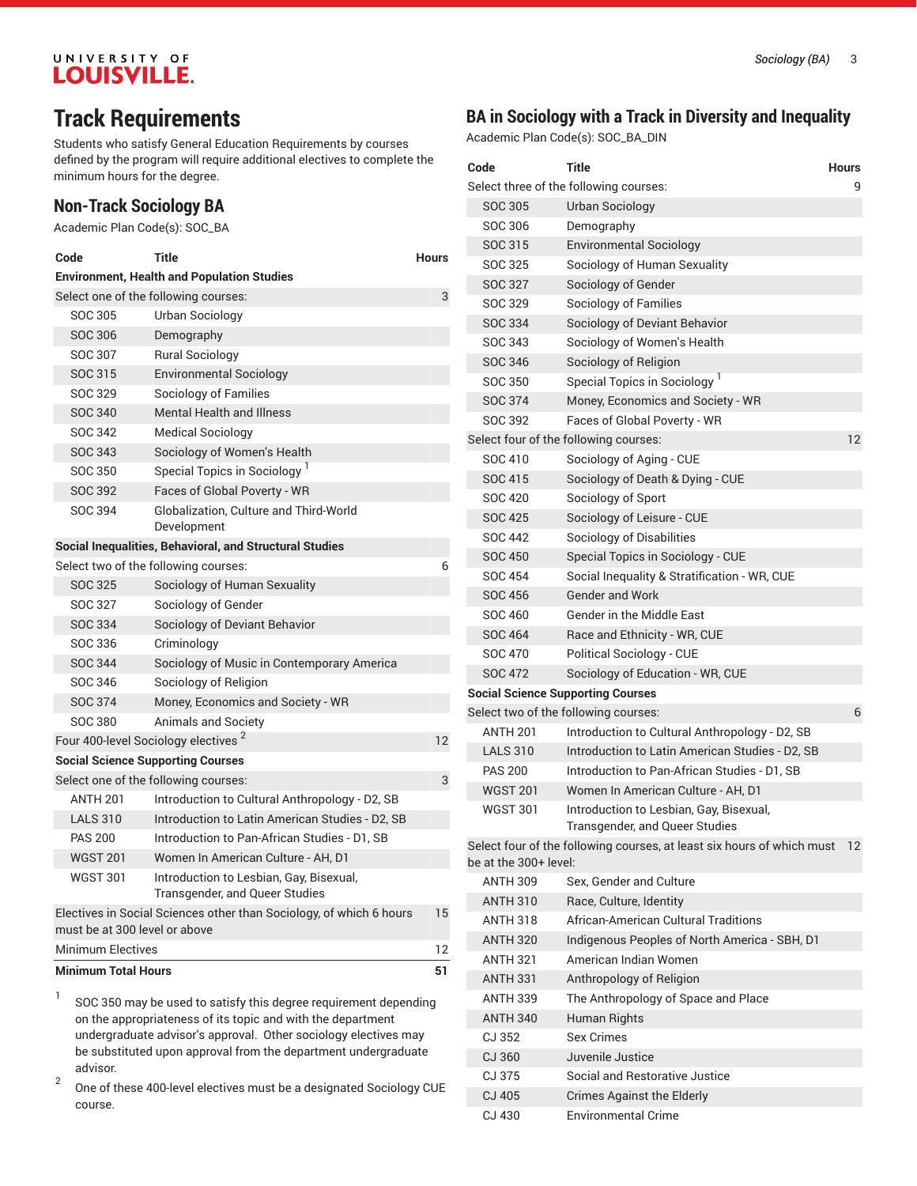# Track Requirements

Students who satisfy General Education Requirements by courses defined by the program will require additional electives to complete the minimum hours for the degree.

## Non-Track Sociology BA

Academic Plan Code(s): SOC_BA

| Code | Title | Hours |
|---|---|---|
| **Environment, Health and Population Studies** | | |
| Select one of the following courses: | | 3 |
| SOC 305 | Urban Sociology | |
| SOC 306 | Demography | |
| SOC 307 | Rural Sociology | |
| SOC 315 | Environmental Sociology | |
| SOC 329 | Sociology of Families | |
| SOC 340 | Mental Health and Illness | |
| SOC 342 | Medical Sociology | |
| SOC 343 | Sociology of Women's Health | |
| SOC 350 | Special Topics in Sociology [1] | |
| SOC 392 | Faces of Global Poverty - WR | |
| SOC 394 | Globalization, Culture and Third-World Development | |
| **Social Inequalities, Behavioral, and Structural Studies** | | |
| Select two of the following courses: | | 6 |
| SOC 325 | Sociology of Human Sexuality | |
| SOC 327 | Sociology of Gender | |
| SOC 334 | Sociology of Deviant Behavior | |
| SOC 336 | Criminology | |
| SOC 344 | Sociology of Music in Contemporary America | |
| SOC 346 | Sociology of Religion | |
| SOC 374 | Money, Economics and Society - WR | |
| SOC 380 | Animals and Society | |
| Four 400-level Sociology electives [2] | | 12 |
| **Social Science Supporting Courses** | | |
| Select one of the following courses: | | 3 |
| ANTH 201 | Introduction to Cultural Anthropology - D2, SB | |
| LALS 310 | Introduction to Latin American Studies - D2, SB | |
| PAS 200 | Introduction to Pan-African Studies - D1, SB | |
| WGST 201 | Women In American Culture - AH, D1 | |
| WGST 301 | Introduction to Lesbian, Gay, Bisexual, Transgender, and Queer Studies | |
| Electives in Social Sciences other than Sociology, of which 6 hours must be at 300 level or above | | 15 |
| Minimum Electives | | 12 |
| **Minimum Total Hours** | | **51** |

1. SOC 350 may be used to satisfy this degree requirement depending on the appropriateness of its topic and with the department undergraduate advisor's approval. Other sociology electives may be substituted upon approval from the department undergraduate advisor.
2. One of these 400-level electives must be a designated Sociology CUE course.

## BA in Sociology with a Track in Diversity and Inequality

Academic Plan Code(s): SOC_BA_DIN

| Code | Title | Hours |
|---|---|---|
| Select three of the following courses: | | 9 |
| SOC 305 | Urban Sociology | |
| SOC 306 | Demography | |
| SOC 315 | Environmental Sociology | |
| SOC 325 | Sociology of Human Sexuality | |
| SOC 327 | Sociology of Gender | |
| SOC 329 | Sociology of Families | |
| SOC 334 | Sociology of Deviant Behavior | |
| SOC 343 | Sociology of Women's Health | |
| SOC 346 | Sociology of Religion | |
| SOC 350 | Special Topics in Sociology [1] | |
| SOC 374 | Money, Economics and Society - WR | |
| SOC 392 | Faces of Global Poverty - WR | |
| Select four of the following courses: | | 12 |
| SOC 410 | Sociology of Aging - CUE | |
| SOC 415 | Sociology of Death & Dying - CUE | |
| SOC 420 | Sociology of Sport | |
| SOC 425 | Sociology of Leisure - CUE | |
| SOC 442 | Sociology of Disabilities | |
| SOC 450 | Special Topics in Sociology - CUE | |
| SOC 454 | Social Inequality & Stratification - WR, CUE | |
| SOC 456 | Gender and Work | |
| SOC 460 | Gender in the Middle East | |
| SOC 464 | Race and Ethnicity - WR, CUE | |
| SOC 470 | Political Sociology - CUE | |
| SOC 472 | Sociology of Education - WR, CUE | |
| **Social Science Supporting Courses** | | |
| Select two of the following courses: | | 6 |
| ANTH 201 | Introduction to Cultural Anthropology - D2, SB | |
| LALS 310 | Introduction to Latin American Studies - D2, SB | |
| PAS 200 | Introduction to Pan-African Studies - D1, SB | |
| WGST 201 | Women In American Culture - AH, D1 | |
| WGST 301 | Introduction to Lesbian, Gay, Bisexual, Transgender, and Queer Studies | |
| Select four of the following courses, at least six hours of which must be at the 300+ level: | | 12 |
| ANTH 309 | Sex, Gender and Culture | |
| ANTH 310 | Race, Culture, Identity | |
| ANTH 318 | African-American Cultural Traditions | |
| ANTH 320 | Indigenous Peoples of North America - SBH, D1 | |
| ANTH 321 | American Indian Women | |
| ANTH 331 | Anthropology of Religion | |
| ANTH 339 | The Anthropology of Space and Place | |
| ANTH 340 | Human Rights | |
| CJ 352 | Sex Crimes | |
| CJ 360 | Juvenile Justice | |
| CJ 375 | Social and Restorative Justice | |
| CJ 405 | Crimes Against the Elderly | |
| CJ 430 | Environmental Crime | |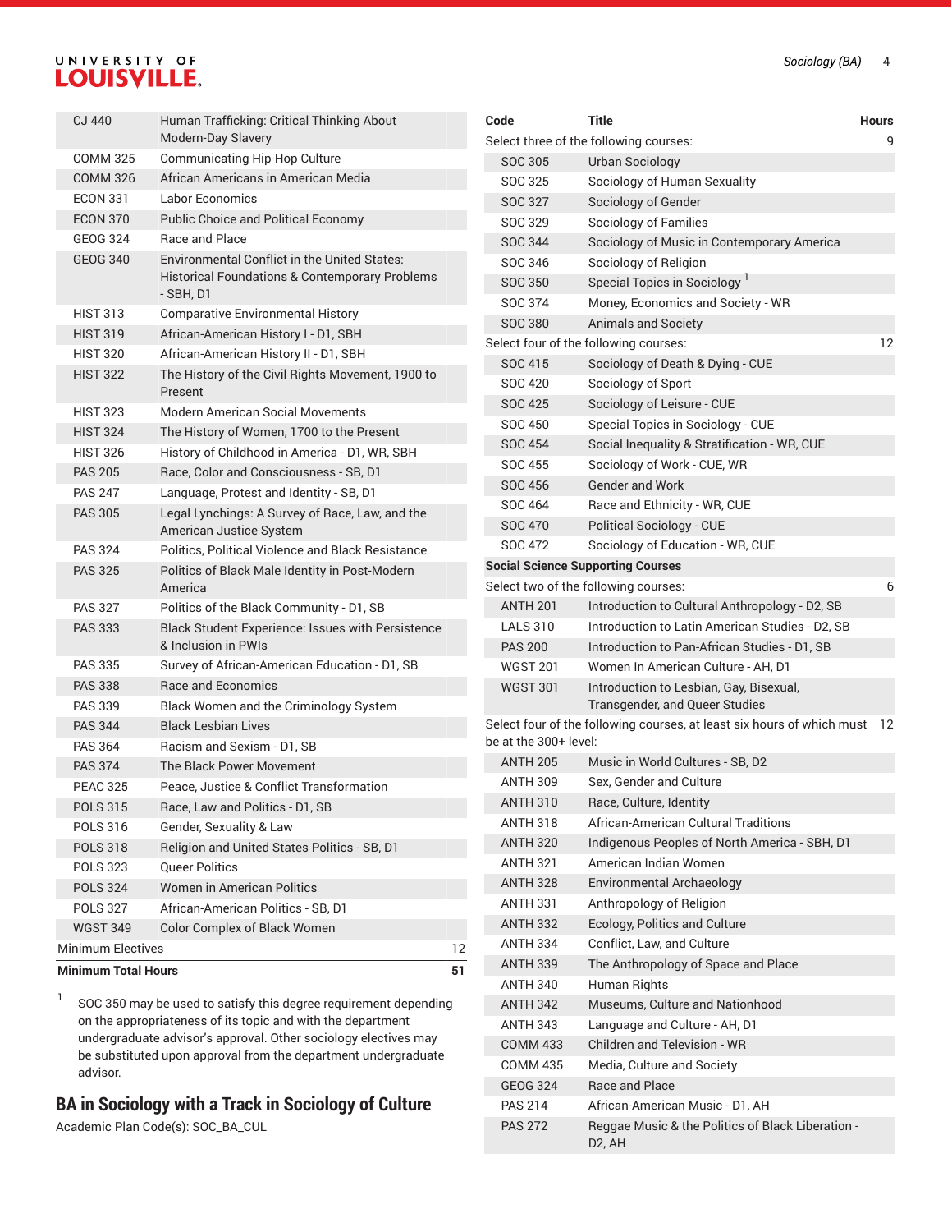| Code | Title | Hours |
|---|---|---|
| CJ 440 | Human Trafficking: Critical Thinking About Modern-Day Slavery | |
| COMM 325 | Communicating Hip-Hop Culture | |
| COMM 326 | African Americans in American Media | |
| ECON 331 | Labor Economics | |
| ECON 370 | Public Choice and Political Economy | |
| GEOG 324 | Race and Place | |
| GEOG 340 | Environmental Conflict in the United States: Historical Foundations & Contemporary Problems - SBH, D1 | |
| HIST 313 | Comparative Environmental History | |
| HIST 319 | African-American History I - D1, SBH | |
| HIST 320 | African-American History II - D1, SBH | |
| HIST 322 | The History of the Civil Rights Movement, 1900 to Present | |
| HIST 323 | Modern American Social Movements | |
| HIST 324 | The History of Women, 1700 to the Present | |
| HIST 326 | History of Childhood in America - D1, WR, SBH | |
| PAS 205 | Race, Color and Consciousness - SB, D1 | |
| PAS 247 | Language, Protest and Identity - SB, D1 | |
| PAS 305 | Legal Lynchings: A Survey of Race, Law, and the American Justice System | |
| PAS 324 | Politics, Political Violence and Black Resistance | |
| PAS 325 | Politics of Black Male Identity in Post-Modern America | |
| PAS 327 | Politics of the Black Community - D1, SB | |
| PAS 333 | Black Student Experience: Issues with Persistence & Inclusion in PWIs | |
| PAS 335 | Survey of African-American Education - D1, SB | |
| PAS 338 | Race and Economics | |
| PAS 339 | Black Women and the Criminology System | |
| PAS 344 | Black Lesbian Lives | |
| PAS 364 | Racism and Sexism - D1, SB | |
| PAS 374 | The Black Power Movement | |
| PEAC 325 | Peace, Justice & Conflict Transformation | |
| POLS 315 | Race, Law and Politics - D1, SB | |
| POLS 316 | Gender, Sexuality & Law | |
| POLS 318 | Religion and United States Politics - SB, D1 | |
| POLS 323 | Queer Politics | |
| POLS 324 | Women in American Politics | |
| POLS 327 | African-American Politics - SB, D1 | |
| WGST 349 | Color Complex of Black Women | |
| Minimum Electives | | 12 |
| **Minimum Total Hours** | | **51** |

1 SOC 350 may be used to satisfy this degree requirement depending on the appropriateness of its topic and with the department undergraduate advisor's approval. Other sociology electives may be substituted upon approval from the department undergraduate advisor.

## BA in Sociology with a Track in Sociology of Culture

Academic Plan Code(s): SOC_BA_CUL

| Code | Title | Hours |
|---|---|---|
| Select three of the following courses: | | 9 |
| SOC 305 | Urban Sociology | |
| SOC 325 | Sociology of Human Sexuality | |
| SOC 327 | Sociology of Gender | |
| SOC 329 | Sociology of Families | |
| SOC 344 | Sociology of Music in Contemporary America | |
| SOC 346 | Sociology of Religion | |
| SOC 350 | Special Topics in Sociology [1] | |
| SOC 374 | Money, Economics and Society - WR | |
| SOC 380 | Animals and Society | |
| Select four of the following courses: | | 12 |
| SOC 415 | Sociology of Death & Dying - CUE | |
| SOC 420 | Sociology of Sport | |
| SOC 425 | Sociology of Leisure - CUE | |
| SOC 450 | Special Topics in Sociology - CUE | |
| SOC 454 | Social Inequality & Stratification - WR, CUE | |
| SOC 455 | Sociology of Work - CUE, WR | |
| SOC 456 | Gender and Work | |
| SOC 464 | Race and Ethnicity - WR, CUE | |
| SOC 470 | Political Sociology - CUE | |
| SOC 472 | Sociology of Education - WR, CUE | |
| **Social Science Supporting Courses** | | |
| Select two of the following courses: | | 6 |
| ANTH 201 | Introduction to Cultural Anthropology - D2, SB | |
| LALS 310 | Introduction to Latin American Studies - D2, SB | |
| PAS 200 | Introduction to Pan-African Studies - D1, SB | |
| WGST 201 | Women In American Culture - AH, D1 | |
| WGST 301 | Introduction to Lesbian, Gay, Bisexual, Transgender, and Queer Studies | |
| Select four of the following courses, at least six hours of which must be at the 300+ level: | | 12 |
| ANTH 205 | Music in World Cultures - SB, D2 | |
| ANTH 309 | Sex, Gender and Culture | |
| ANTH 310 | Race, Culture, Identity | |
| ANTH 318 | African-American Cultural Traditions | |
| ANTH 320 | Indigenous Peoples of North America - SBH, D1 | |
| ANTH 321 | American Indian Women | |
| ANTH 328 | Environmental Archaeology | |
| ANTH 331 | Anthropology of Religion | |
| ANTH 332 | Ecology, Politics and Culture | |
| ANTH 334 | Conflict, Law, and Culture | |
| ANTH 339 | The Anthropology of Space and Place | |
| ANTH 340 | Human Rights | |
| ANTH 342 | Museums, Culture and Nationhood | |
| ANTH 343 | Language and Culture - AH, D1 | |
| COMM 433 | Children and Television - WR | |
| COMM 435 | Media, Culture and Society | |
| GEOG 324 | Race and Place | |
| PAS 214 | African-American Music - D1, AH | |
| PAS 272 | Reggae Music & the Politics of Black Liberation - D2, AH | |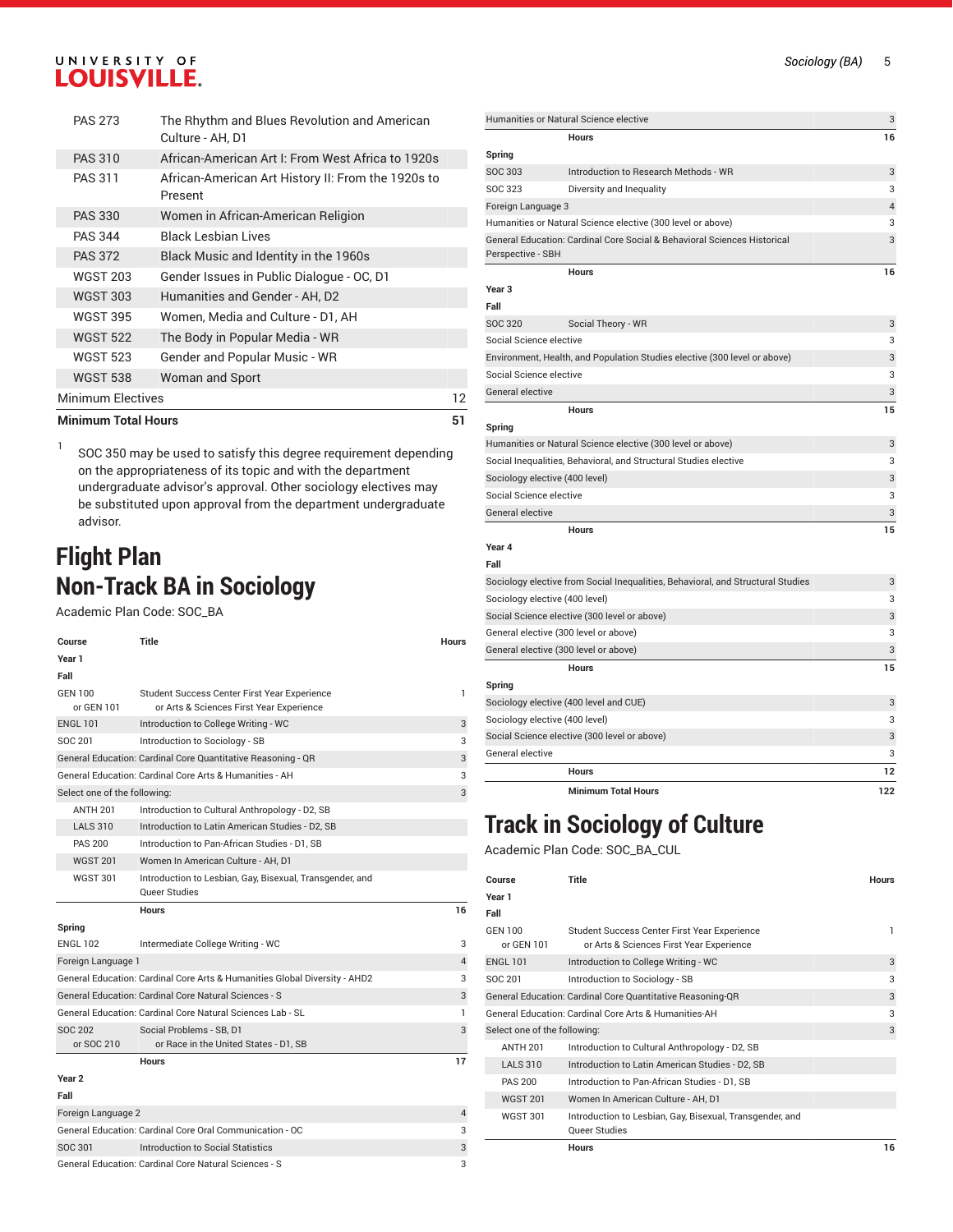| | | |
|---|---|---|
| PAS 273 | The Rhythm and Blues Revolution and American Culture - AH, D1 | |
| PAS 310 | African-American Art I: From West Africa to 1920s | |
| PAS 311 | African-American Art History II: From the 1920s to Present | |
| PAS 330 | Women in African-American Religion | |
| PAS 344 | Black Lesbian Lives | |
| PAS 372 | Black Music and Identity in the 1960s | |
| WGST 203 | Gender Issues in Public Dialogue - OC, D1 | |
| WGST 303 | Humanities and Gender - AH, D2 | |
| WGST 395 | Women, Media and Culture - D1, AH | |
| WGST 522 | The Body in Popular Media - WR | |
| WGST 523 | Gender and Popular Music - WR | |
| WGST 538 | Woman and Sport | |
| Minimum Electives | | 12 |
| **Minimum Total Hours** | | **51** |

1 SOC 350 may be used to satisfy this degree requirement depending on the appropriateness of its topic and with the department undergraduate advisor's approval. Other sociology electives may be substituted upon approval from the department undergraduate advisor.

# Flight Plan Non-Track BA in Sociology

Academic Plan Code: SOC_BA

| Course | Title | Hours |
|---|---|---|
| **Year 1** | | |
| **Fall** | | |
| GEN 100 or GEN 101 | Student Success Center First Year Experience or Arts & Sciences First Year Experience | 1 |
| ENGL 101 | Introduction to College Writing - WC | 3 |
| SOC 201 | Introduction to Sociology - SB | 3 |
| General Education: Cardinal Core Quantitative Reasoning - QR | | 3 |
| General Education: Cardinal Core Arts & Humanities - AH | | 3 |
| Select one of the following: | | 3 |
| ANTH 201 | Introduction to Cultural Anthropology - D2, SB | |
| LALS 310 | Introduction to Latin American Studies - D2, SB | |
| PAS 200 | Introduction to Pan-African Studies - D1, SB | |
| WGST 201 | Women In American Culture - AH, D1 | |
| WGST 301 | Introduction to Lesbian, Gay, Bisexual, Transgender, and Queer Studies | |
| | **Hours** | **16** |
| **Spring** | | |
| ENGL 102 | Intermediate College Writing - WC | 3 |
| Foreign Language 1 | | 4 |
| General Education: Cardinal Core Arts & Humanities Global Diversity - AHD2 | | 3 |
| General Education: Cardinal Core Natural Sciences - S | | 3 |
| General Education: Cardinal Core Natural Sciences Lab - SL | | 1 |
| SOC 202 or SOC 210 | Social Problems - SB, D1 or Race in the United States - D1, SB | 3 |
| | **Hours** | **17** |
| **Year 2** | | |
| **Fall** | | |
| Foreign Language 2 | | 4 |
| General Education: Cardinal Core Oral Communication - OC | | 3 |
| SOC 301 | Introduction to Social Statistics | 3 |
| General Education: Cardinal Core Natural Sciences - S | | 3 |
| Humanities or Natural Science elective | | 3 |
| | **Hours** | **16** |
| **Spring** | | |
| SOC 303 | Introduction to Research Methods - WR | 3 |
| SOC 323 | Diversity and Inequality | 3 |
| Foreign Language 3 | | 4 |
| Humanities or Natural Science elective (300 level or above) | | 3 |
| General Education: Cardinal Core Social & Behavioral Sciences Historical Perspective - SBH | | 3 |
| | **Hours** | **16** |
| **Year 3** | | |
| **Fall** | | |
| SOC 320 | Social Theory - WR | 3 |
| Social Science elective | | 3 |
| Environment, Health, and Population Studies elective (300 level or above) | | 3 |
| Social Science elective | | 3 |
| General elective | | 3 |
| | **Hours** | **15** |
| **Spring** | | |
| Humanities or Natural Science elective (300 level or above) | | 3 |
| Social Inequalities, Behavioral, and Structural Studies elective | | 3 |
| Sociology elective (400 level) | | 3 |
| Social Science elective | | 3 |
| General elective | | 3 |
| | **Hours** | **15** |
| **Year 4** | | |
| **Fall** | | |
| Sociology elective from Social Inequalities, Behavioral, and Structural Studies | | 3 |
| Sociology elective (400 level) | | 3 |
| Social Science elective (300 level or above) | | 3 |
| General elective (300 level or above) | | 3 |
| General elective (300 level or above) | | 3 |
| | **Hours** | **15** |
| **Spring** | | |
| Sociology elective (400 level and CUE) | | 3 |
| Sociology elective (400 level) | | 3 |
| Social Science elective (300 level or above) | | 3 |
| General elective | | 3 |
| | **Hours** | **12** |
| | **Minimum Total Hours** | **122** |

# Track in Sociology of Culture

Academic Plan Code: SOC_BA_CUL

| Course | Title | Hours |
|---|---|---|
| **Year 1** | | |
| **Fall** | | |
| GEN 100 or GEN 101 | Student Success Center First Year Experience or Arts & Sciences First Year Experience | 1 |
| ENGL 101 | Introduction to College Writing - WC | 3 |
| SOC 201 | Introduction to Sociology - SB | 3 |
| General Education: Cardinal Core Quantitative Reasoning-QR | | 3 |
| General Education: Cardinal Core Arts & Humanities-AH | | 3 |
| Select one of the following: | | 3 |
| ANTH 201 | Introduction to Cultural Anthropology - D2, SB | |
| LALS 310 | Introduction to Latin American Studies - D2, SB | |
| PAS 200 | Introduction to Pan-African Studies - D1, SB | |
| WGST 201 | Women In American Culture - AH, D1 | |
| WGST 301 | Introduction to Lesbian, Gay, Bisexual, Transgender, and Queer Studies | |
| | **Hours** | **16** |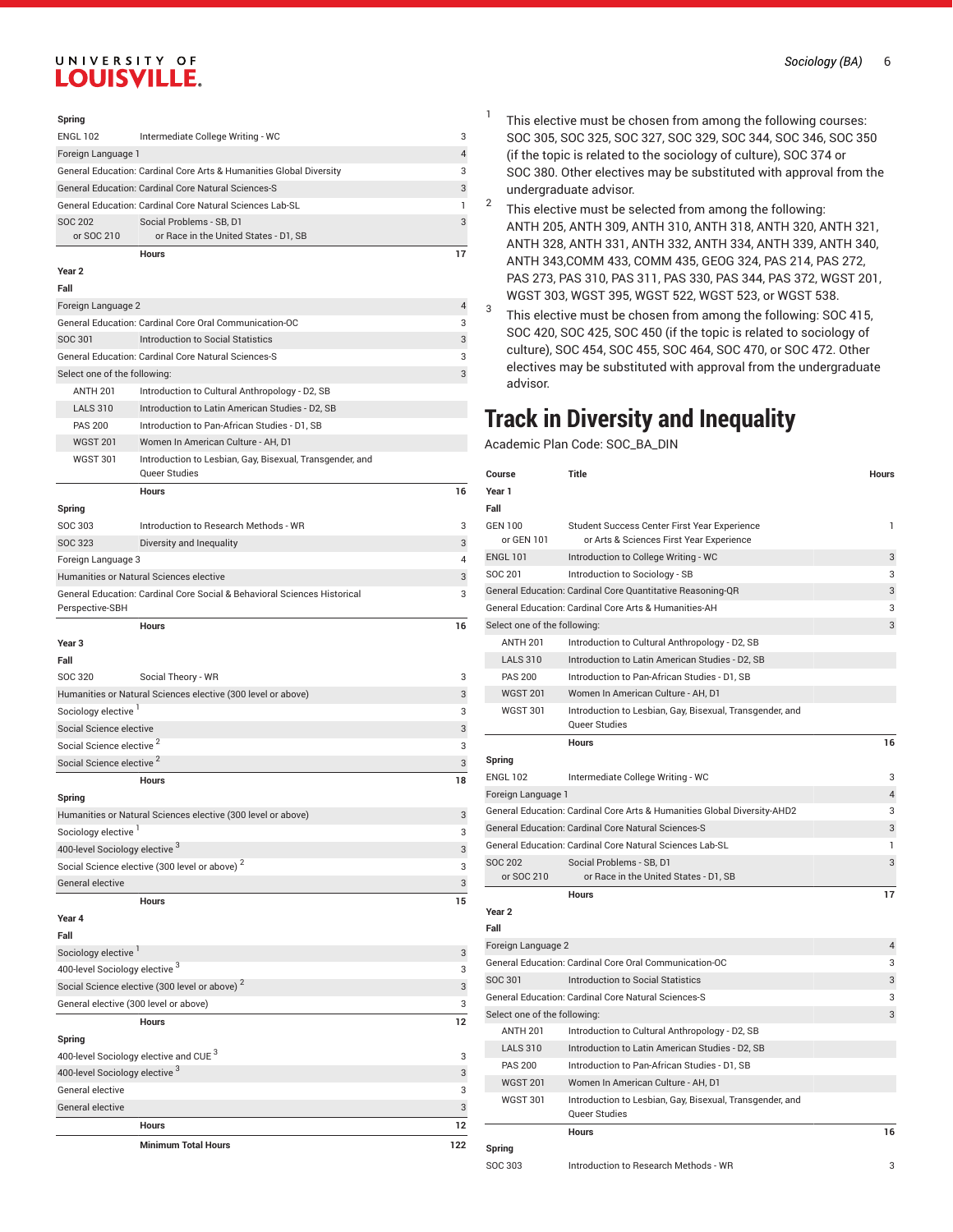| Course | Title | Hours |
|---|---|---|
| **Spring** | | |
| ENGL 102 | Intermediate College Writing - WC | 3 |
| Foreign Language 1 | | 4 |
| General Education: Cardinal Core Arts & Humanities Global Diversity | | 3 |
| General Education: Cardinal Core Natural Sciences-S | | 3 |
| General Education: Cardinal Core Natural Sciences Lab-SL | | 1 |
| SOC 202 or SOC 210 | Social Problems - SB, D1 or Race in the United States - D1, SB | 3 |
| | **Hours** | **17** |
| **Year 2** | | |
| **Fall** | | |
| Foreign Language 2 | | 4 |
| General Education: Cardinal Core Oral Communication-OC | | 3 |
| SOC 301 | Introduction to Social Statistics | 3 |
| General Education: Cardinal Core Natural Sciences-S | | 3 |
| Select one of the following: | | 3 |
| ANTH 201 | Introduction to Cultural Anthropology - D2, SB | |
| LALS 310 | Introduction to Latin American Studies - D2, SB | |
| PAS 200 | Introduction to Pan-African Studies - D1, SB | |
| WGST 201 | Women In American Culture - AH, D1 | |
| WGST 301 | Introduction to Lesbian, Gay, Bisexual, Transgender, and Queer Studies | |
| | **Hours** | **16** |
| **Spring** | | |
| SOC 303 | Introduction to Research Methods - WR | 3 |
| SOC 323 | Diversity and Inequality | 3 |
| Foreign Language 3 | | 4 |
| Humanities or Natural Sciences elective | | 3 |
| General Education: Cardinal Core Social & Behavioral Sciences Historical Perspective-SBH | | 3 |
| | **Hours** | **16** |
| **Year 3** | | |
| **Fall** | | |
| SOC 320 | Social Theory - WR | 3 |
| Humanities or Natural Sciences elective (300 level or above) | | 3 |
| Sociology elective [1] | | 3 |
| Social Science elective | | 3 |
| Social Science elective [2] | | 3 |
| Social Science elective [2] | | 3 |
| | **Hours** | **18** |
| **Spring** | | |
| Humanities or Natural Sciences elective (300 level or above) | | 3 |
| Sociology elective [1] | | 3 |
| 400-level Sociology elective [3] | | 3 |
| Social Science elective (300 level or above) [2] | | 3 |
| General elective | | 3 |
| | **Hours** | **15** |
| **Year 4** | | |
| **Fall** | | |
| Sociology elective [1] | | 3 |
| 400-level Sociology elective [3] | | 3 |
| Social Science elective (300 level or above) [2] | | 3 |
| General elective (300 level or above) | | 3 |
| | **Hours** | **12** |
| **Spring** | | |
| 400-level Sociology elective and CUE [3] | | 3 |
| 400-level Sociology elective [3] | | 3 |
| General elective | | 3 |
| General elective | | 3 |
| | **Hours** | **12** |
| | **Minimum Total Hours** | **122** |

1. This elective must be chosen from among the following courses: SOC 305, SOC 325, SOC 327, SOC 329, SOC 344, SOC 346, SOC 350 (if the topic is related to the sociology of culture), SOC 374 or SOC 380. Other electives may be substituted with approval from the undergraduate advisor.
2. This elective must be selected from among the following: ANTH 205, ANTH 309, ANTH 310, ANTH 318, ANTH 320, ANTH 321, ANTH 328, ANTH 331, ANTH 332, ANTH 334, ANTH 339, ANTH 340, ANTH 343,COMM 433, COMM 435, GEOG 324, PAS 214, PAS 272, PAS 273, PAS 310, PAS 311, PAS 330, PAS 344, PAS 372, WGST 201, WGST 303, WGST 395, WGST 522, WGST 523, or WGST 538.
3. This elective must be chosen from among the following: SOC 415, SOC 420, SOC 425, SOC 450 (if the topic is related to sociology of culture), SOC 454, SOC 455, SOC 464, SOC 470, or SOC 472. Other electives may be substituted with approval from the undergraduate advisor.

# Track in Diversity and Inequality

Academic Plan Code: SOC_BA_DIN

| Course | Title | Hours |
|---|---|---|
| **Year 1** | | |
| **Fall** | | |
| GEN 100 or GEN 101 | Student Success Center First Year Experience or Arts & Sciences First Year Experience | 1 |
| ENGL 101 | Introduction to College Writing - WC | 3 |
| SOC 201 | Introduction to Sociology - SB | 3 |
| General Education: Cardinal Core Quantitative Reasoning-QR | | 3 |
| General Education: Cardinal Core Arts & Humanities-AH | | 3 |
| Select one of the following: | | 3 |
| ANTH 201 | Introduction to Cultural Anthropology - D2, SB | |
| LALS 310 | Introduction to Latin American Studies - D2, SB | |
| PAS 200 | Introduction to Pan-African Studies - D1, SB | |
| WGST 201 | Women In American Culture - AH, D1 | |
| WGST 301 | Introduction to Lesbian, Gay, Bisexual, Transgender, and Queer Studies | |
| | **Hours** | **16** |
| **Spring** | | |
| ENGL 102 | Intermediate College Writing - WC | 3 |
| Foreign Language 1 | | 4 |
| General Education: Cardinal Core Arts & Humanities Global Diversity-AHD2 | | 3 |
| General Education: Cardinal Core Natural Sciences-S | | 3 |
| General Education: Cardinal Core Natural Sciences Lab-SL | | 1 |
| SOC 202 or SOC 210 | Social Problems - SB, D1 or Race in the United States - D1, SB | 3 |
| | **Hours** | **17** |
| **Year 2** | | |
| **Fall** | | |
| Foreign Language 2 | | 4 |
| General Education: Cardinal Core Oral Communication-OC | | 3 |
| SOC 301 | Introduction to Social Statistics | 3 |
| General Education: Cardinal Core Natural Sciences-S | | 3 |
| Select one of the following: | | 3 |
| ANTH 201 | Introduction to Cultural Anthropology - D2, SB | |
| LALS 310 | Introduction to Latin American Studies - D2, SB | |
| PAS 200 | Introduction to Pan-African Studies - D1, SB | |
| WGST 201 | Women In American Culture - AH, D1 | |
| WGST 301 | Introduction to Lesbian, Gay, Bisexual, Transgender, and Queer Studies | |
| | **Hours** | **16** |
| **Spring** | | |
| SOC 303 | Introduction to Research Methods - WR | 3 |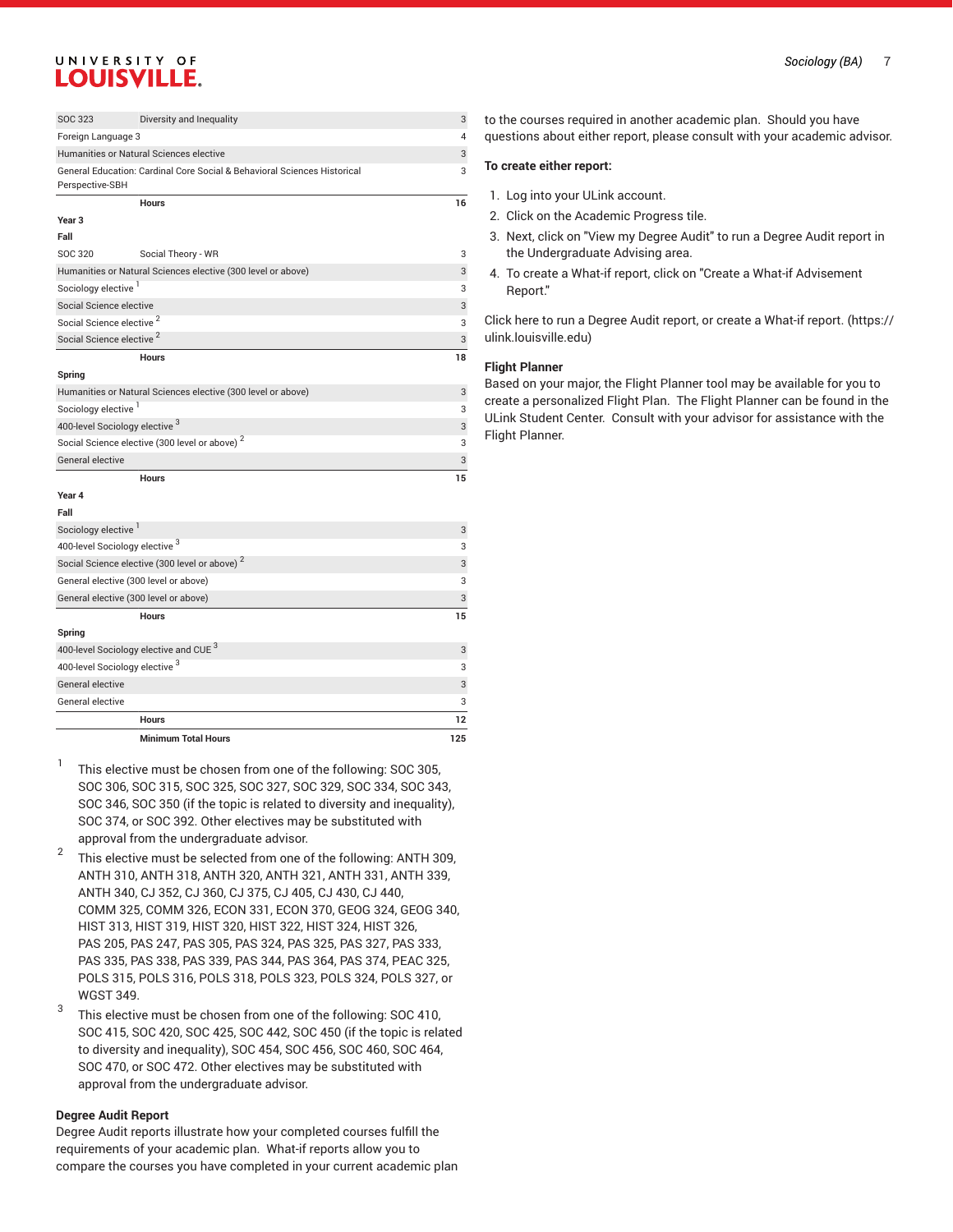| | | |
|---|---|---|
| SOC 323 | Diversity and Inequality | 3 |
| Foreign Language 3 | | 4 |
| Humanities or Natural Sciences elective | | 3 |
| General Education: Cardinal Core Social & Behavioral Sciences Historical Perspective-SBH | | 3 |
| | Hours | 16 |
| **Year 3** | | |
| **Fall** | | |
| SOC 320 | Social Theory - WR | 3 |
| Humanities or Natural Sciences elective (300 level or above) | | 3 |
| Sociology elective [1] | | 3 |
| Social Science elective | | 3 |
| Social Science elective [2] | | 3 |
| Social Science elective [2] | | 3 |
| | Hours | 18 |
| **Spring** | | |
| Humanities or Natural Sciences elective (300 level or above) | | 3 |
| Sociology elective [1] | | 3 |
| 400-level Sociology elective [3] | | 3 |
| Social Science elective (300 level or above) [2] | | 3 |
| General elective | | 3 |
| | Hours | 15 |
| **Year 4** | | |
| **Fall** | | |
| Sociology elective [1] | | 3 |
| 400-level Sociology elective [3] | | 3 |
| Social Science elective (300 level or above) [2] | | 3 |
| General elective (300 level or above) | | 3 |
| General elective (300 level or above) | | 3 |
| | Hours | 15 |
| **Spring** | | |
| 400-level Sociology elective and CUE [3] | | 3 |
| 400-level Sociology elective [3] | | 3 |
| General elective | | 3 |
| General elective | | 3 |
| | Hours | 12 |
| | Minimum Total Hours | 125 |

1. This elective must be chosen from one of the following: SOC 305, SOC 306, SOC 315, SOC 325, SOC 327, SOC 329, SOC 334, SOC 343, SOC 346, SOC 350 (if the topic is related to diversity and inequality), SOC 374, or SOC 392. Other electives may be substituted with approval from the undergraduate advisor.
2. This elective must be selected from one of the following: ANTH 309, ANTH 310, ANTH 318, ANTH 320, ANTH 321, ANTH 331, ANTH 339, ANTH 340, CJ 352, CJ 360, CJ 375, CJ 405, CJ 430, CJ 440, COMM 325, COMM 326, ECON 331, ECON 370, GEOG 324, GEOG 340, HIST 313, HIST 319, HIST 320, HIST 322, HIST 324, HIST 326, PAS 205, PAS 247, PAS 305, PAS 324, PAS 325, PAS 327, PAS 333, PAS 335, PAS 338, PAS 339, PAS 344, PAS 364, PAS 374, PEAC 325, POLS 315, POLS 316, POLS 318, POLS 323, POLS 324, POLS 327, or WGST 349.
3. This elective must be chosen from one of the following: SOC 410, SOC 415, SOC 420, SOC 425, SOC 442, SOC 450 (if the topic is related to diversity and inequality), SOC 454, SOC 456, SOC 460, SOC 464, SOC 470, or SOC 472. Other electives may be substituted with approval from the undergraduate advisor.

### Degree Audit Report

Degree Audit reports illustrate how your completed courses fulfill the requirements of your academic plan. What-if reports allow you to compare the courses you have completed in your current academic plan to the courses required in another academic plan. Should you have questions about either report, please consult with your academic advisor.

**To create either report:**

1. Log into your ULink account.
2. Click on the Academic Progress tile.
3. Next, click on "View my Degree Audit" to run a Degree Audit report in the Undergraduate Advising area.
4. To create a What-if report, click on "Create a What-if Advisement Report."

Click here to run a Degree Audit report, or create a What-if report. (https://ulink.louisville.edu)

### Flight Planner

Based on your major, the Flight Planner tool may be available for you to create a personalized Flight Plan. The Flight Planner can be found in the ULink Student Center. Consult with your advisor for assistance with the Flight Planner.